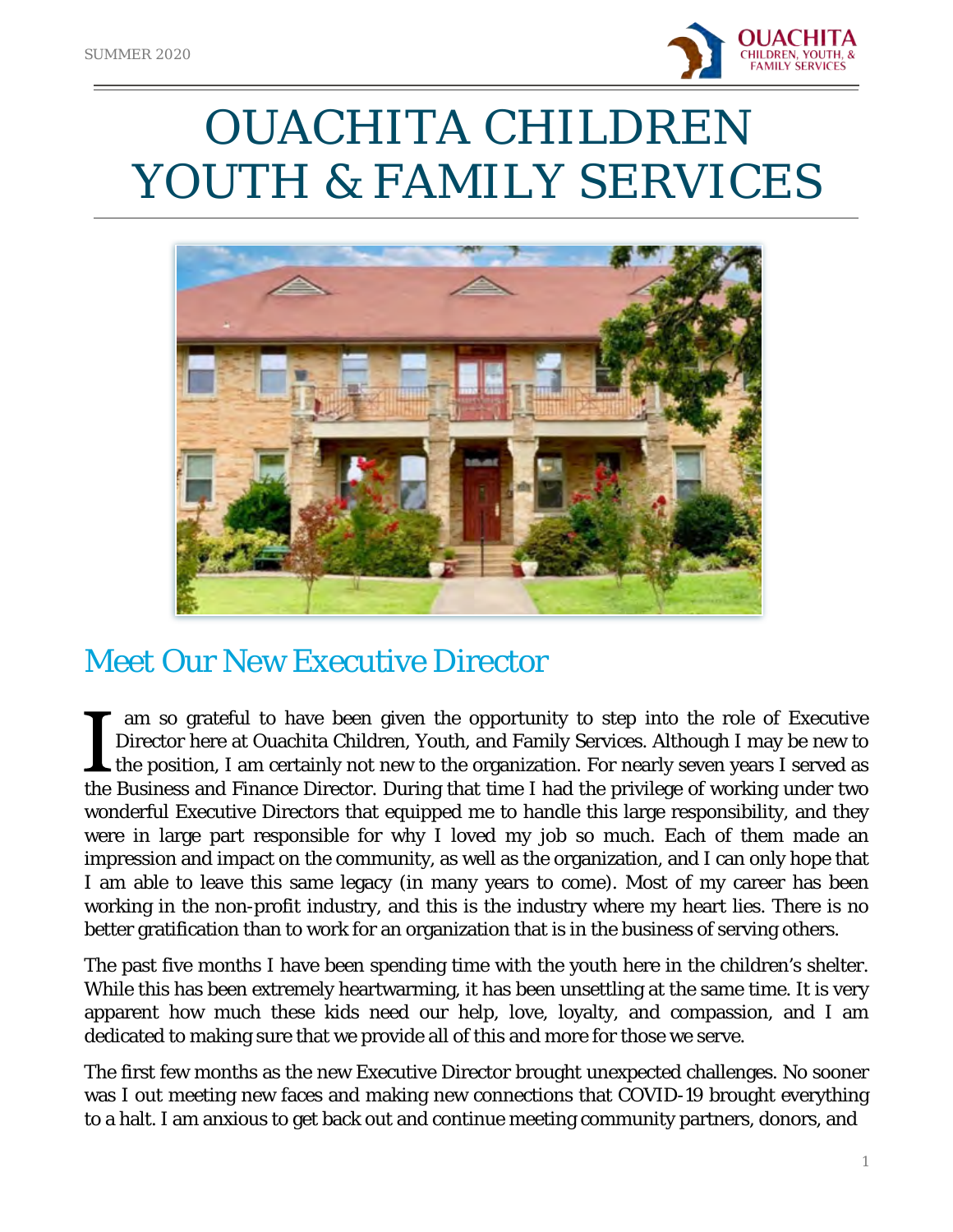# OUACHITA CHILDREN YOUTH & FAMILY SERVICES

## Meet Our New Executive Director

I am so grateful to have been given the opportunity to step into the role of Executive Director here at Ouachita Children, Youth, and Family Services. Although I may be new to the position, I am certainly not new to the organization. For nearly seven years I served as the Business and Finance Director. During that time I had the privilege of working under two wonderful Executive Directors that equipped me to handle this large responsibility, and they were in large part responsible for why I loved my job so much. Each of them made an impression and impact on the community, as well as the organization, and I can only hope that I am able to leave this same legacy (in many years to come). Most of my career has been working in the non-profit industry, and this is the industry where my heart lies. There is no better gratification than to work for an organization that is in the business of serving others.

The past five months I have been spending time with the youth here in the children's shelter. While this has been extremely heartwarming, it has been unsettling at the same time. It is very apparent how much these kids need our help, love, loyalty, and compassion, and I am dedicated to making sure that we provide all of this and more for those we serve.

The first few months as the new Executive Director brought unexpected challenges. No sooner was I out meeting new faces and making new connections that COVID-19 brought everything to a halt. I am anxious to get back out and continue meeting community partners, donors, and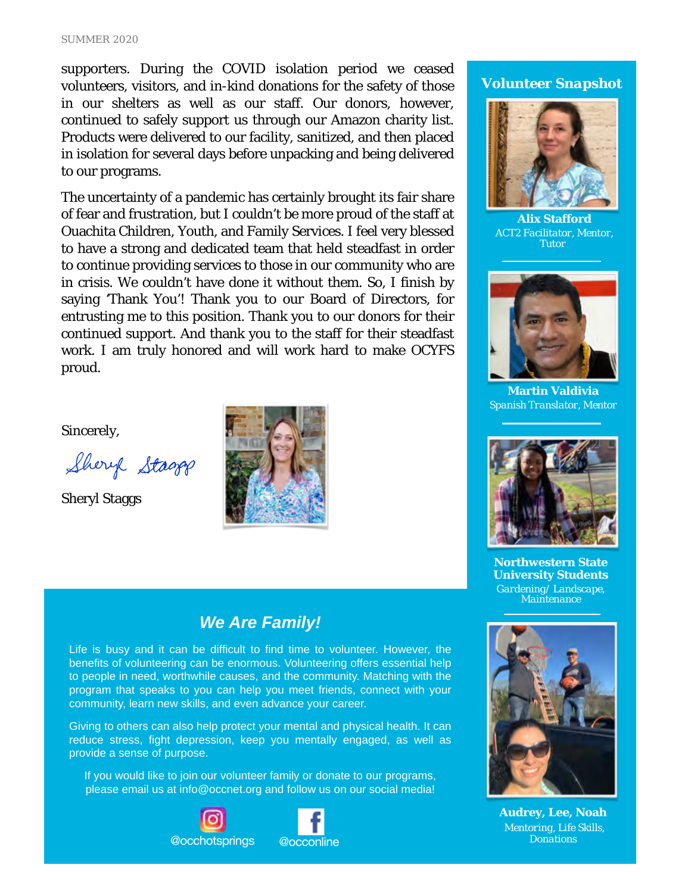supporters. During the COVID isolation period we ceased volunteers, visitors, and in-kind donations for the safety of those in our shelters as well as our staff. Our donors, however, continued to safely support us through our Amazon charity list. Products were delivered to our facility, sanitized, and then placed in isolation for several days before unpacking and being delivered to our programs.

The uncertainty of a pandemic has certainly brought its fair share of fear and frustration, but I couldn't be more proud of the staff at Ouachita Children, Youth, and Family Services. I feel very blessed to have a strong and dedicated team that held steadfast in order to continue providing services to those in our community who are in crisis. We couldn't have done it without them. So, I finish by saying 'Thank You'! Thank you to our Board of Directors, for entrusting me to this position. Thank you to our donors for their continued support. And thank you to the staff for their steadfast work. I am truly honored and will work hard to make OCYFS proud.

Sincerely,

Sheryl Staggs

Sheryl Staggs

## Volunteer Snapshot

**Alix Stafford**
*ACT2 Facilitator, Mentor, Tutor*

**Martin Valdivia**
*Spanish Translator, Mentor*

**Northwestern State University Students**
*Gardening/ Landscape, Maintenance*

**Audrey, Lee, Noah**
*Mentoring, Life Skills, Donations*

## *We Are Family!*

Life is busy and it can be difficult to find time to volunteer. However, the benefits of volunteering can be enormous. Volunteering offers essential help to people in need, worthwhile causes, and the community. Matching with the program that speaks to you can help you meet friends, connect with your community, learn new skills, and even advance your career.

Giving to others can also help protect your mental and physical health. It can reduce stress, fight depression, keep you mentally engaged, as well as provide a sense of purpose.

If you would like to join our volunteer family or donate to our programs, please email us at info@occnet.org and follow us on our social media!

@occhotsprings @occonline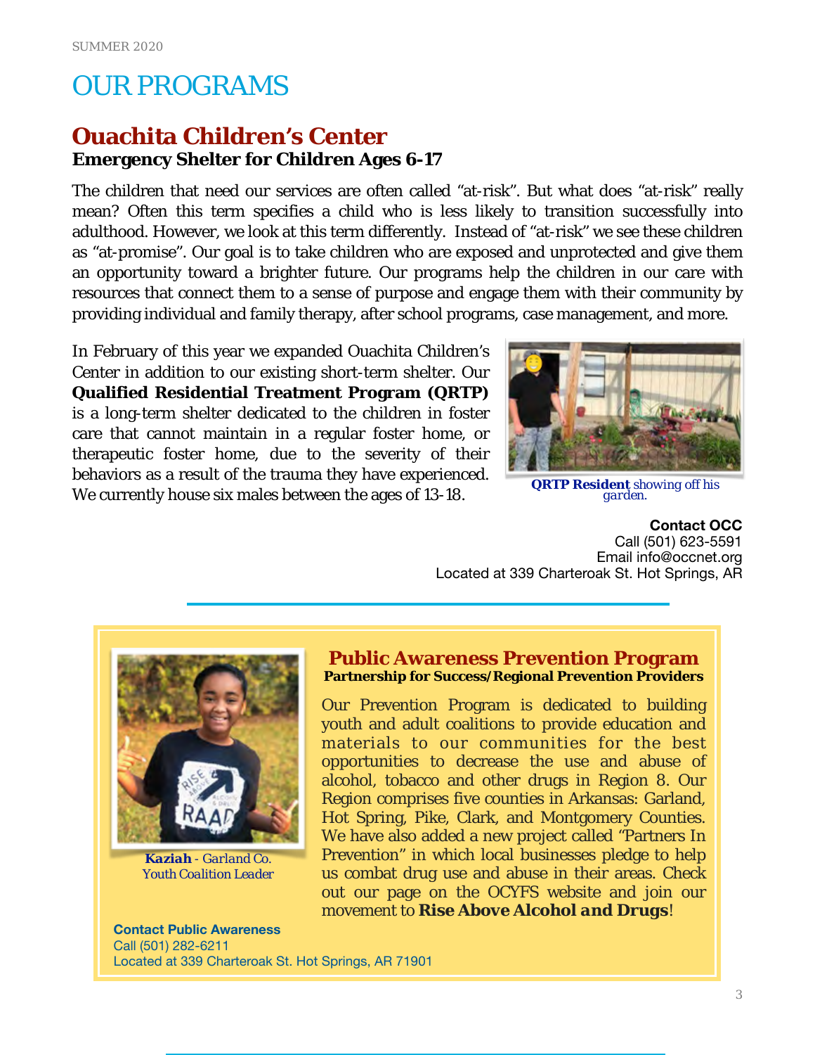# OUR PROGRAMS

## Ouachita Children's Center

### Emergency Shelter for Children Ages 6-17

The children that need our services are often called "at-risk". But what does "at-risk" really mean? Often this term specifies a child who is less likely to transition successfully into adulthood. However, we look at this term differently. Instead of "at-risk" we see these children as "at-promise". Our goal is to take children who are exposed and unprotected and give them an opportunity toward a brighter future. Our programs help the children in our care with resources that connect them to a sense of purpose and engage them with their community by providing individual and family therapy, after school programs, case management, and more.

In February of this year we expanded Ouachita Children's Center in addition to our existing short-term shelter. Our **Qualified Residential Treatment Program (QRTP)** is a long-term shelter dedicated to the children in foster care that cannot maintain in a regular foster home, or therapeutic foster home, due to the severity of their behaviors as a result of the trauma they have experienced. We currently house six males between the ages of 13-18.

***QRTP Resident*** *showing off his garden.*

**Contact OCC**
Call (501) 623-5591
Email info@occnet.org
Located at 339 Charteroak St. Hot Springs, AR

## Public Awareness Prevention Program

**Partnership for Success/Regional Prevention Providers**

Our Prevention Program is dedicated to building youth and adult coalitions to provide education and materials to our communities for the best opportunities to decrease the use and abuse of alcohol, tobacco and other drugs in Region 8. Our Region comprises five counties in Arkansas: Garland, Hot Spring, Pike, Clark, and Montgomery Counties. We have also added a new project called "Partners In Prevention" in which local businesses pledge to help us combat drug use and abuse in their areas. Check out our page on the OCYFS website and join our movement to ***Rise Above Alcohol and Drugs***!

***Kaziah*** *- Garland Co. Youth Coalition Leader*

**Contact Public Awareness**
Call (501) 282-6211
Located at 339 Charteroak St. Hot Springs, AR 71901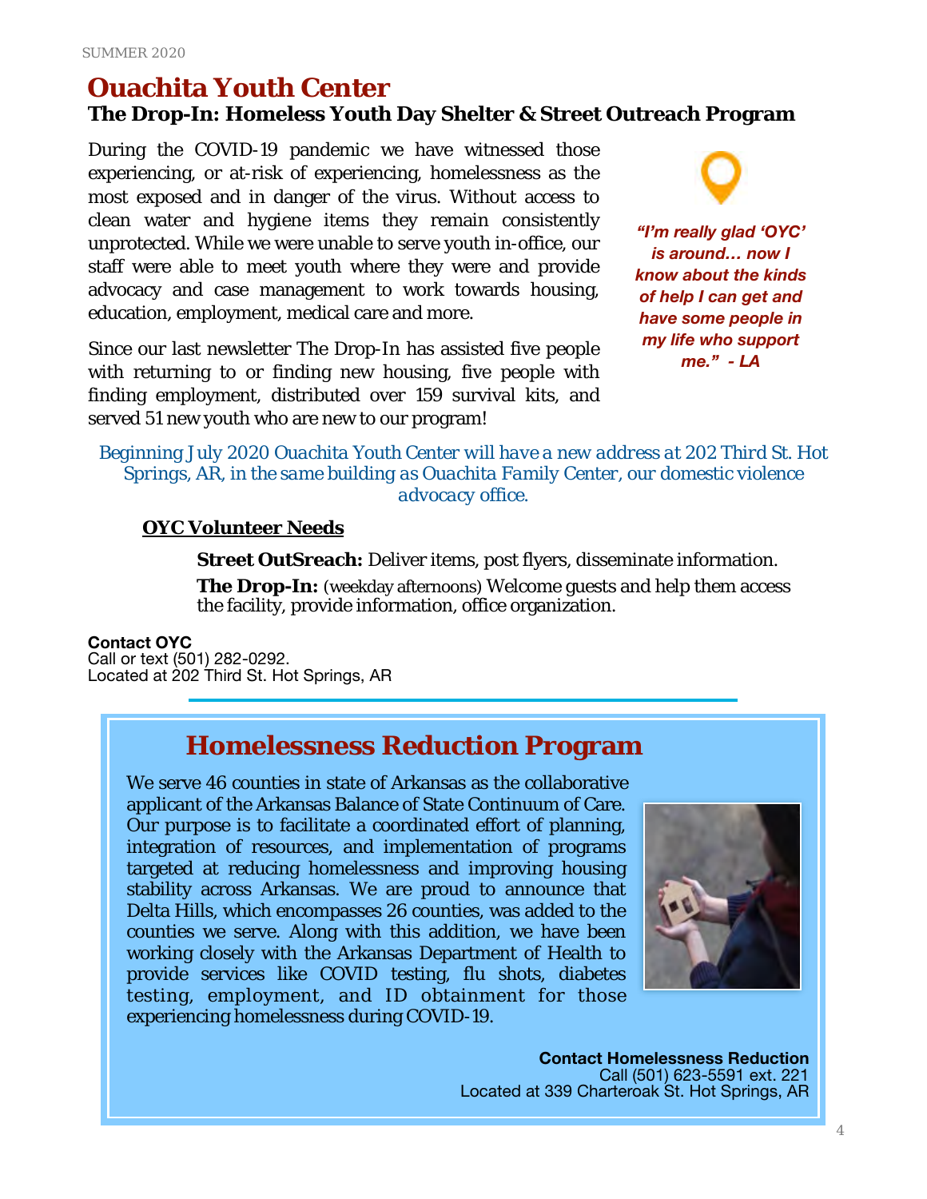# Ouachita Youth Center

## The Drop-In: Homeless Youth Day Shelter & Street Outreach Program

During the COVID-19 pandemic we have witnessed those experiencing, or at-risk of experiencing, homelessness as the most exposed and in danger of the virus. Without access to clean water and hygiene items they remain consistently unprotected. While we were unable to serve youth in-office, our staff were able to meet youth where they were and provide advocacy and case management to work towards housing, education, employment, medical care and more.

Since our last newsletter The Drop-In has assisted five people with returning to or finding new housing, five people with finding employment, distributed over 159 survival kits, and served 51 new youth who are new to our program!

***"I'm really glad 'OYC' is around… now I know about the kinds of help I can get and have some people in my life who support me." - LA***

*Beginning July 2020 Ouachita Youth Center will have a new address at 202 Third St. Hot Springs, AR, in the same building as Ouachita Family Center, our domestic violence advocacy office.*

### OYC Volunteer Needs

**Street OutSreach:** Deliver items, post flyers, disseminate information.

**The Drop-In:** (weekday afternoons) Welcome guests and help them access the facility, provide information, office organization.

**Contact OYC**
Call or text (501) 282-0292.
Located at 202 Third St. Hot Springs, AR

## Homelessness Reduction Program

We serve 46 counties in state of Arkansas as the collaborative applicant of the Arkansas Balance of State Continuum of Care. Our purpose is to facilitate a coordinated effort of planning, integration of resources, and implementation of programs targeted at reducing homelessness and improving housing stability across Arkansas. We are proud to announce that Delta Hills, which encompasses 26 counties, was added to the counties we serve. Along with this addition, we have been working closely with the Arkansas Department of Health to provide services like COVID testing, flu shots, diabetes testing, employment, and ID obtainment for those experiencing homelessness during COVID-19.

**Contact Homelessness Reduction**
Call (501) 623-5591 ext. 221
Located at 339 Charteroak St. Hot Springs, AR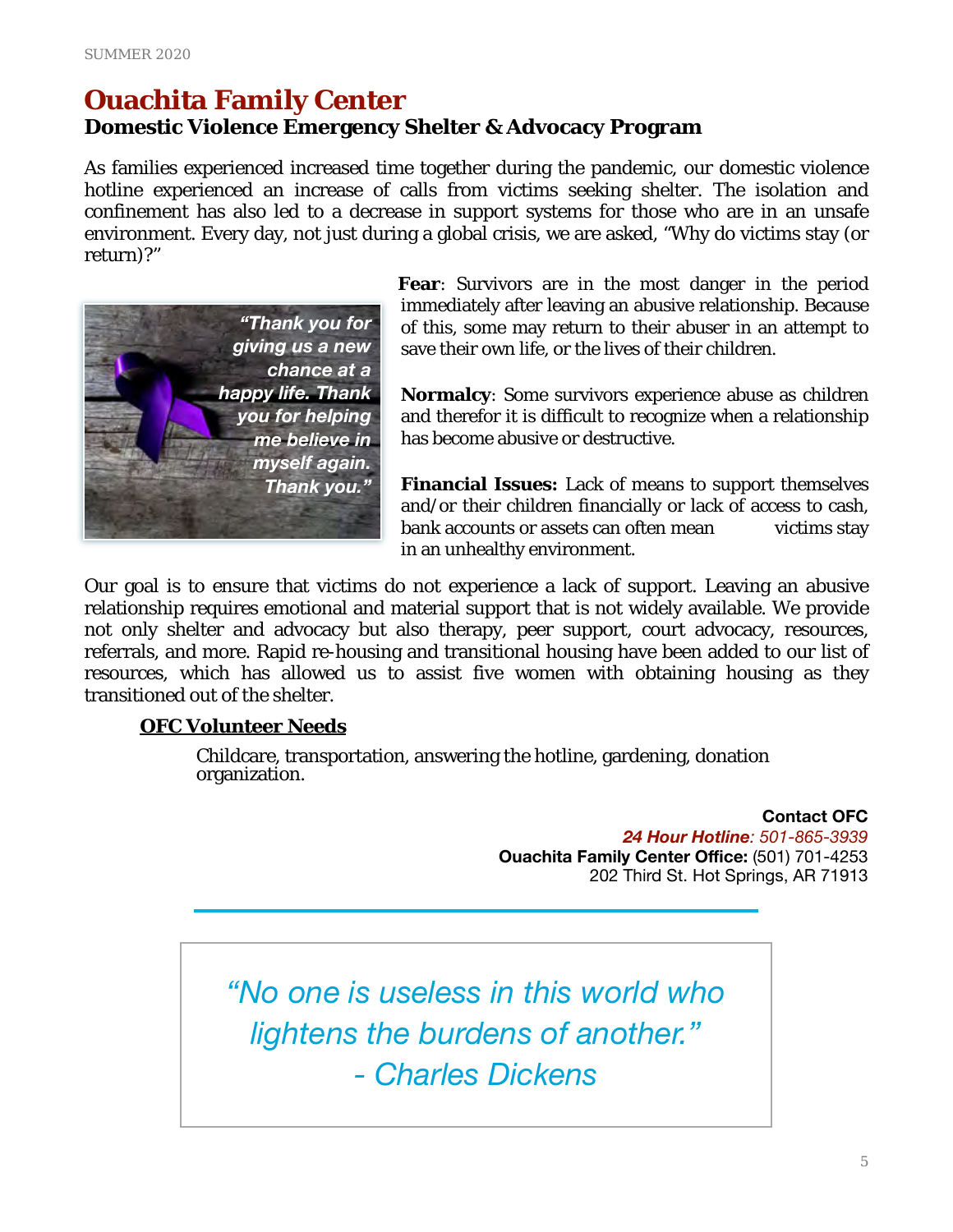# Ouachita Family Center

## Domestic Violence Emergency Shelter & Advocacy Program

As families experienced increased time together during the pandemic, our domestic violence hotline experienced an increase of calls from victims seeking shelter. The isolation and confinement has also led to a decrease in support systems for those who are in an unsafe environment. Every day, not just during a global crisis, we are asked, "Why do victims stay (or return)?"

*"Thank you for giving us a new chance at a happy life. Thank you for helping me believe in myself again. Thank you."*

**Fear**: Survivors are in the most danger in the period immediately after leaving an abusive relationship. Because of this, some may return to their abuser in an attempt to save their own life, or the lives of their children.

**Normalcy**: Some survivors experience abuse as children and therefor it is difficult to recognize when a relationship has become abusive or destructive.

**Financial Issues:** Lack of means to support themselves and/or their children financially or lack of access to cash, bank accounts or assets can often mean victims stay in an unhealthy environment.

Our goal is to ensure that victims do not experience a lack of support. Leaving an abusive relationship requires emotional and material support that is not widely available. We provide not only shelter and advocacy but also therapy, peer support, court advocacy, resources, referrals, and more. Rapid re-housing and transitional housing have been added to our list of resources, which has allowed us to assist five women with obtaining housing as they transitioned out of the shelter.

**OFC Volunteer Needs**

Childcare, transportation, answering the hotline, gardening, donation organization.

**Contact OFC**
***24 Hour Hotline**: 501-865-3939*
**Ouachita Family Center Office:** (501) 701-4253
202 Third St. Hot Springs, AR 71913

---

*"No one is useless in this world who lightens the burdens of another."*
*- Charles Dickens*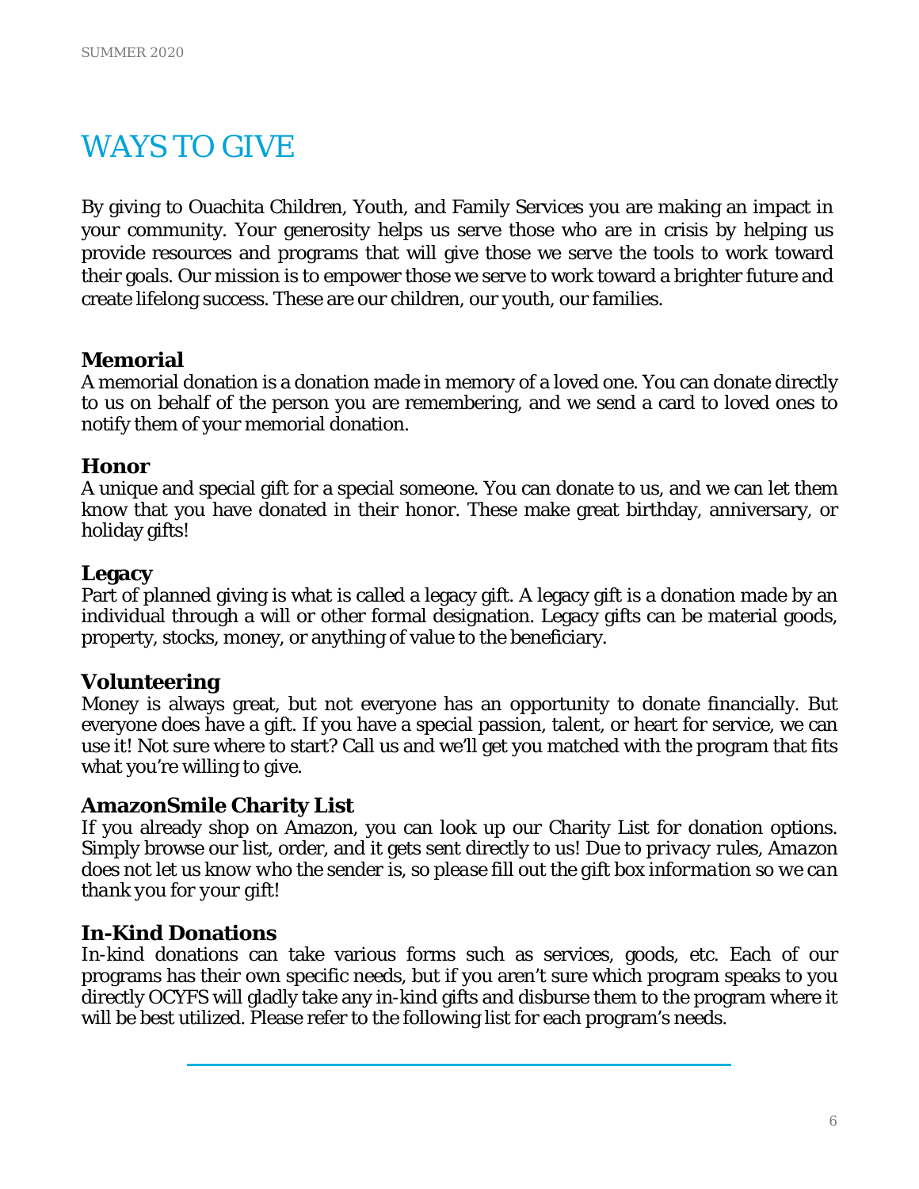# WAYS TO GIVE

By giving to Ouachita Children, Youth, and Family Services you are making an impact in your community. Your generosity helps us serve those who are in crisis by helping us provide resources and programs that will give those we serve the tools to work toward their goals. Our mission is to empower those we serve to work toward a brighter future and create lifelong success. These are our children, our youth, our families.

### Memorial

A memorial donation is a donation made in memory of a loved one. You can donate directly to us on behalf of the person you are remembering, and we send a card to loved ones to notify them of your memorial donation.

### Honor

A unique and special gift for a special someone. You can donate to us, and we can let them know that you have donated in their honor. These make great birthday, anniversary, or holiday gifts!

### Legacy

Part of planned giving is what is called a legacy gift. A legacy gift is a donation made by an individual through a will or other formal designation. Legacy gifts can be material goods, property, stocks, money, or anything of value to the beneficiary.

### Volunteering

Money is always great, but not everyone has an opportunity to donate financially. But everyone does have a gift. If you have a special passion, talent, or heart for service, we can use it! Not sure where to start? Call us and we'll get you matched with the program that fits what you're willing to give.

### AmazonSmile Charity List

If you already shop on Amazon, you can look up our Charity List for donation options. Simply browse our list, order, and it gets sent directly to us! *Due to privacy rules, Amazon does not let us know who the sender is, so please fill out the gift box information so we can thank you for your gift!*

### In-Kind Donations

In-kind donations can take various forms such as services, goods, etc. Each of our programs has their own specific needs, but if you aren't sure which program speaks to you directly OCYFS will gladly take any in-kind gifts and disburse them to the program where it will be best utilized. Please refer to the following list for each program's needs.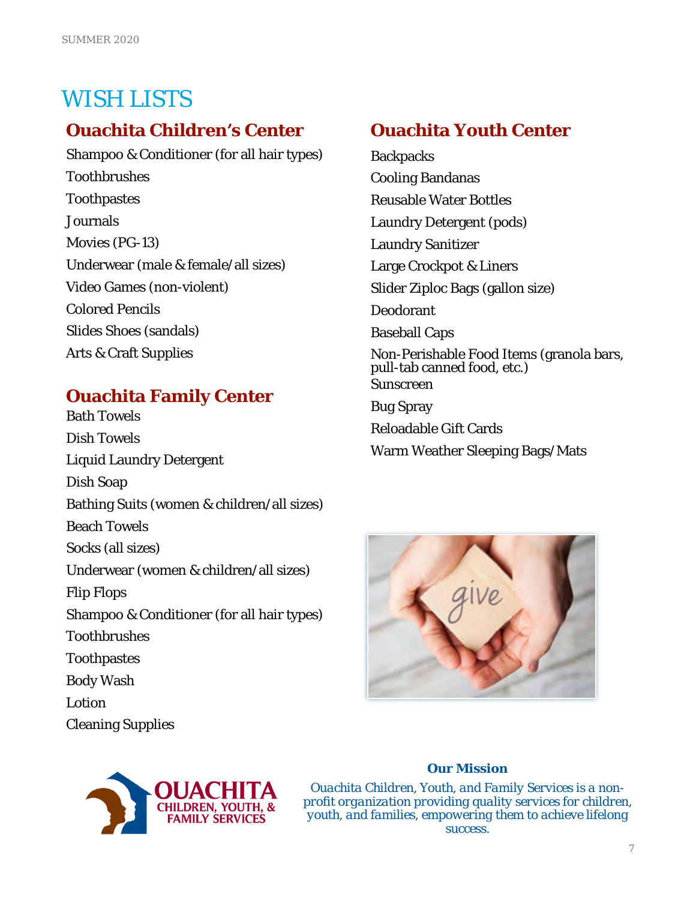# WISH LISTS

## Ouachita Children's Center

Shampoo & Conditioner (for all hair types)
Toothbrushes
Toothpastes
Journals
Movies (PG-13)
Underwear (male & female/all sizes)
Video Games (non-violent)
Colored Pencils
Slides Shoes (sandals)
Arts & Craft Supplies

## Ouachita Family Center

Bath Towels
Dish Towels
Liquid Laundry Detergent
Dish Soap
Bathing Suits (women & children/all sizes)
Beach Towels
Socks (all sizes)
Underwear (women & children/all sizes)
Flip Flops
Shampoo & Conditioner (for all hair types)
Toothbrushes
Toothpastes
Body Wash
Lotion
Cleaning Supplies

## Ouachita Youth Center

Backpacks
Cooling Bandanas
Reusable Water Bottles
Laundry Detergent (pods)
Laundry Sanitizer
Large Crockpot & Liners
Slider Ziploc Bags (gallon size)
Deodorant
Baseball Caps
Non-Perishable Food Items (granola bars, pull-tab canned food, etc.)
Sunscreen
Bug Spray
Reloadable Gift Cards
Warm Weather Sleeping Bags/Mats

OUACHITA CHILDREN, YOUTH, & FAMILY SERVICES

**Our Mission**

*Ouachita Children, Youth, and Family Services is a non-profit organization providing quality services for children, youth, and families, empowering them to achieve lifelong success.*